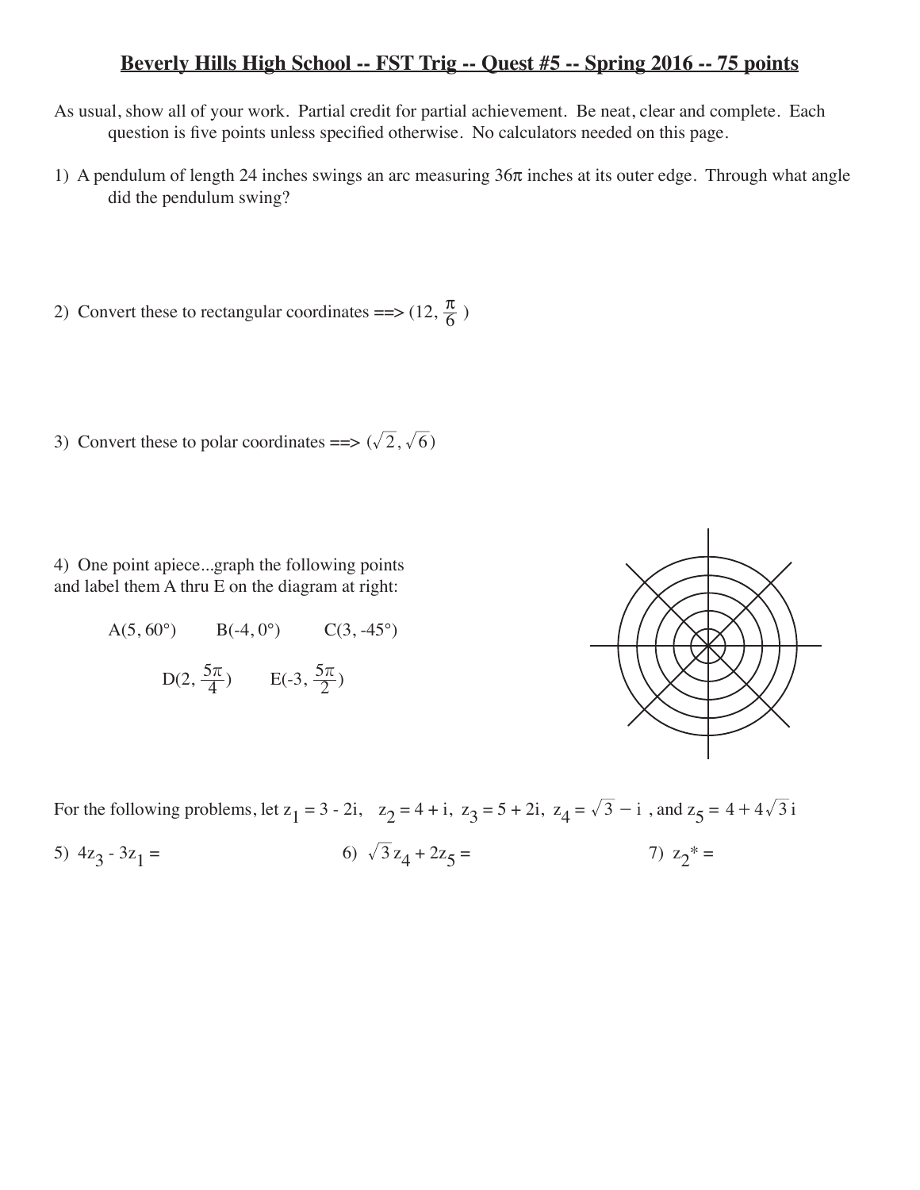# Beverly Hills High School -- FST Trig -- Quest #5 -- Spring 2016 -- 75 points

As usual, show all of your work. Partial credit for partial achievement. Be neat, clear and complete. Each question is five points unless specified otherwise. No calculators needed on this page.

1) A pendulum of length 24 inches swings an arc measuring $36\pi$ inches at its outer edge. Through what angle did the pendulum swing?

2) Convert these to rectangular coordinates ==> $(12, \frac{\pi}{6})$

3) Convert these to polar coordinates ==> $(\sqrt{2}, \sqrt{6})$

4) One point apiece...graph the following points and label them A thru E on the diagram at right:

A$(5, 60°)$ B$(-4, 0°)$ C$(3, -45°)$

D$(2, \frac{5\pi}{4})$ E$(-3, \frac{5\pi}{2})$

For the following problems, let $z_1 = 3 - 2i$, $z_2 = 4 + i$, $z_3 = 5 + 2i$, $z_4 = \sqrt{3} - i$, and $z_5 = 4 + 4\sqrt{3}\,i$

5) $4z_3 - 3z_1 =$

6) $\sqrt{3}\,z_4 + 2z_5 =$

7) $z_2^* =$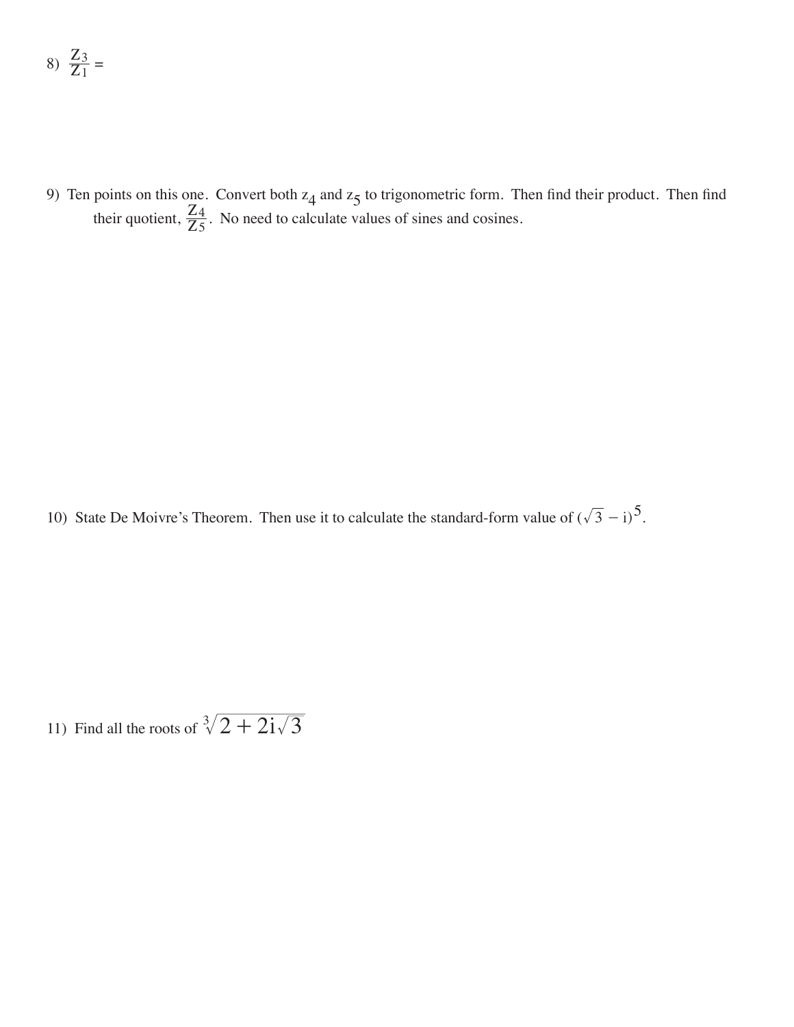8) $\frac{Z_3}{Z_1} =$

9) Ten points on this one. Convert both $z_4$ and $z_5$ to trigonometric form. Then find their product. Then find their quotient, $\frac{Z_4}{Z_5}$. No need to calculate values of sines and cosines.

10) State De Moivre's Theorem. Then use it to calculate the standard-form value of $(\sqrt{3} - i)^5$.

11) Find all the roots of $\sqrt[3]{2 + 2i\sqrt{3}}$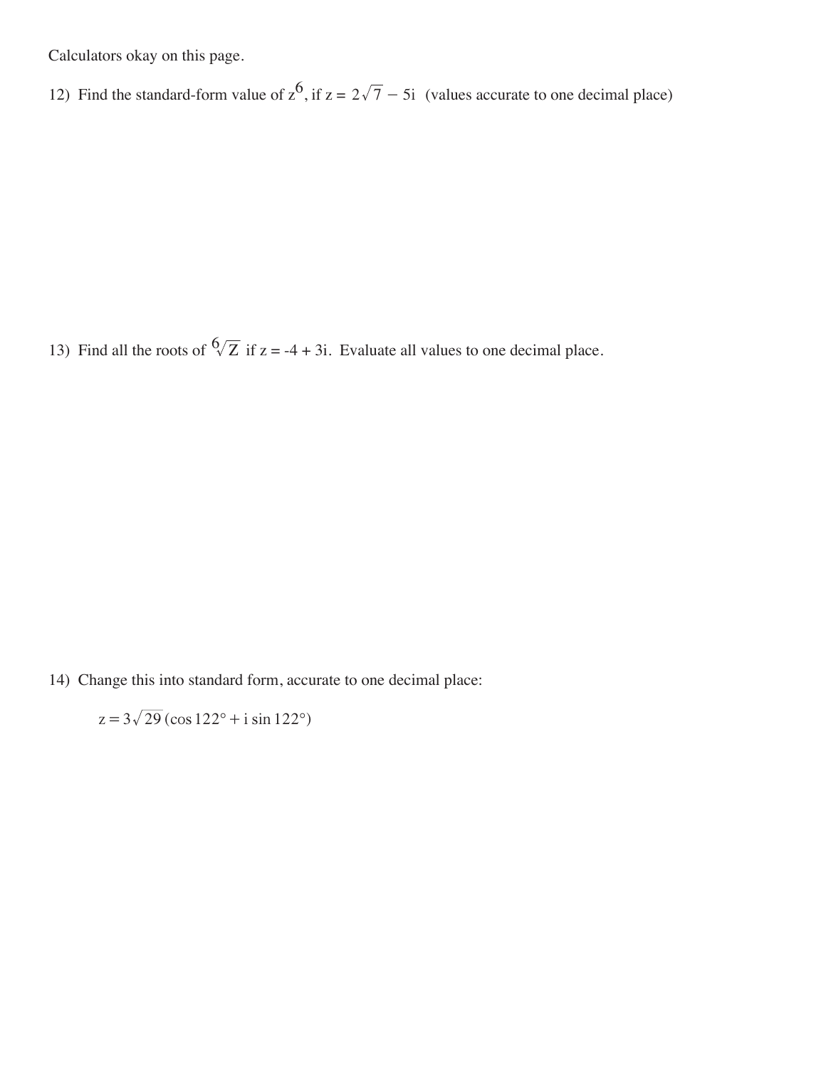Calculators okay on this page.

12) Find the standard-form value of $z^6$, if $z = 2\sqrt{7} - 5i$ (values accurate to one decimal place)

13) Find all the roots of $\sqrt[6]{Z}$ if $z = -4 + 3i$. Evaluate all values to one decimal place.

14) Change this into standard form, accurate to one decimal place:

$$z = 3\sqrt{29}\,(\cos 122° + i \sin 122°)$$